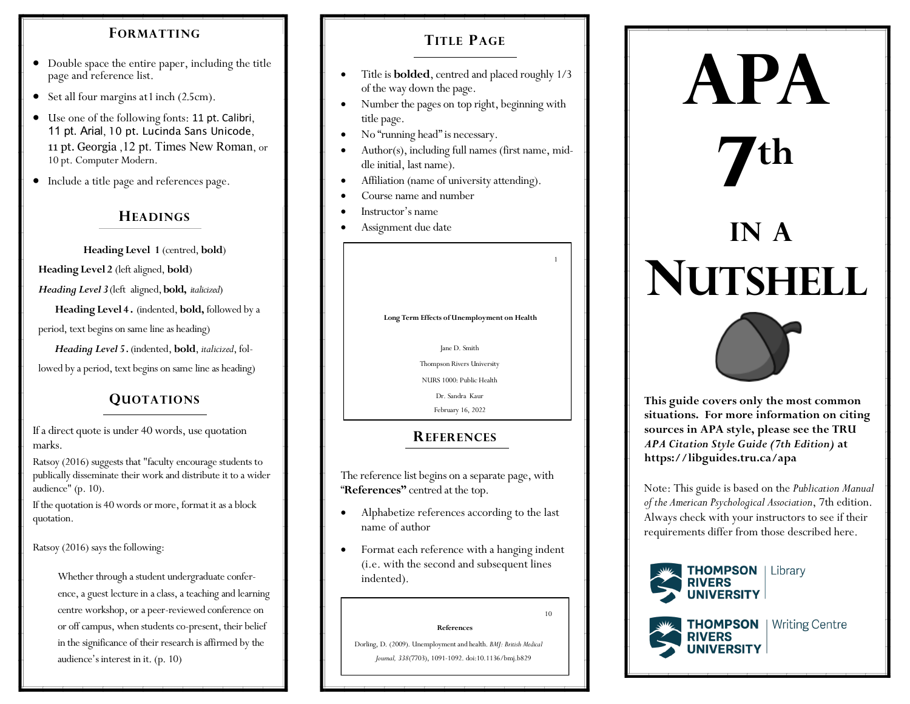## Formatting

- Double space the entire paper, including the title page and reference list.
- Set all four margins at1 inch (2.5cm).
- Use one of the following fonts: 11 pt. Calibri, 11 pt. Arial, 10 pt. Lucinda Sans Unicode, 11 pt. Georgia ,12 pt. Times New Roman, or 10 pt. Computer Modern.
- Include a title page and references page.

## Headings

**Heading Level 1** (centred, **bold**)

**Heading Level 2** (left aligned, **bold**)

***Heading Level 3*** (left aligned, **bold,** *italicized*)

**Heading Level 4 .** (indented, **bold,** followed by a period, text begins on same line as heading)

***Heading Level 5 .*** (indented, **bold**, *italicized*, followed by a period, text begins on same line as heading)

## Quotations

If a direct quote is under 40 words, use quotation marks.

Ratsoy (2016) suggests that "faculty encourage students to publically disseminate their work and distribute it to a wider audience" (p. 10).

If the quotation is 40 words or more, format it as a block quotation.

Ratsoy (2016) says the following:

> Whether through a student undergraduate conference, a guest lecture in a class, a teaching and learning centre workshop, or a peer-reviewed conference on or off campus, when students co-present, their belief in the significance of their research is affirmed by the audience's interest in it. (p. 10)

## Title Page

- Title is **bolded**, centred and placed roughly 1/3 of the way down the page.
- Number the pages on top right, beginning with title page.
- No "running head" is necessary.
- Author(s), including full names (first name, middle initial, last name).
- Affiliation (name of university attending).
- Course name and number
- Instructor's name
- Assignment due date

1

**Long Term Effects of Unemployment on Health**

Jane D. Smith

Thompson Rivers University

NURS 1000: Public Health

Dr. Sandra Kaur

February 16, 2022

## References

The reference list begins on a separate page, with "**References**" centred at the top.

- Alphabetize references according to the last name of author
- Format each reference with a hanging indent (i.e. with the second and subsequent lines indented).

10

**References**

Dorling, D. (2009). Unemployment and health. *BMJ: British Medical Journal, 338*(7703), 1091-1092. doi:10.1136/bmj.b829

# APA 7th in a Nutshell

**This guide covers only the most common situations. For more information on citing sources in APA style, please see the TRU *APA Citation Style Guide (7th Edition)* at https://libguides.tru.ca/apa**

Note: This guide is based on the *Publication Manual of the American Psychological Association*, 7th edition. Always check with your instructors to see if their requirements differ from those described here.

THOMPSON RIVERS UNIVERSITY | Library

THOMPSON RIVERS UNIVERSITY | Writing Centre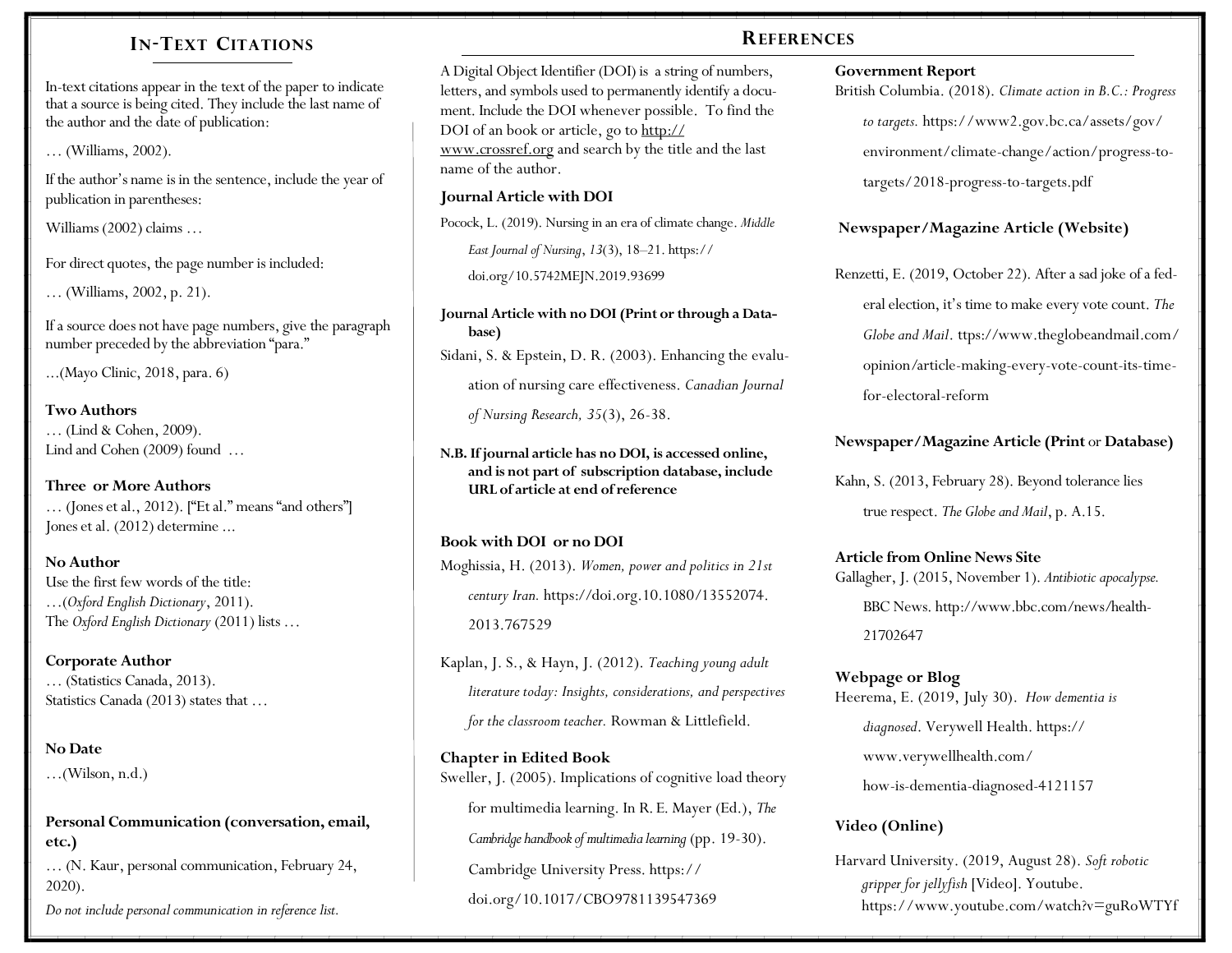## In-Text Citations

In-text citations appear in the text of the paper to indicate that a source is being cited. They include the last name of the author and the date of publication:

… (Williams, 2002).

If the author's name is in the sentence, include the year of publication in parentheses:

Williams (2002) claims …

For direct quotes, the page number is included:

… (Williams, 2002, p. 21).

If a source does not have page numbers, give the paragraph number preceded by the abbreviation "para."

…(Mayo Clinic, 2018, para. 6)

**Two Authors**
… (Lind & Cohen, 2009).
Lind and Cohen (2009) found …

**Three or More Authors**
… (Jones et al., 2012). ["Et al." means "and others"]
Jones et al. (2012) determine ...

**No Author**
Use the first few words of the title:
…(*Oxford English Dictionary*, 2011).
The *Oxford English Dictionary* (2011) lists …

**Corporate Author**
… (Statistics Canada, 2013).
Statistics Canada (2013) states that …

**No Date**
…(Wilson, n.d.)

**Personal Communication (conversation, email, etc.)**
… (N. Kaur, personal communication, February 24, 2020).
*Do not include personal communication in reference list.*

## References

A Digital Object Identifier (DOI) is a string of numbers, letters, and symbols used to permanently identify a document. Include the DOI whenever possible. To find the DOI of an book or article, go to http://www.crossref.org and search by the title and the last name of the author.

**Journal Article with DOI**

Pocock, L. (2019). Nursing in an era of climate change. *Middle East Journal of Nursing*, *13*(3), 18–21. https://doi.org/10.5742MEJN.2019.93699

**Journal Article with no DOI (Print or through a Database)**

Sidani, S. & Epstein, D. R. (2003). Enhancing the evaluation of nursing care effectiveness. *Canadian Journal of Nursing Research, 35*(3), 26-38.

**N.B. If journal article has no DOI, is accessed online, and is not part of subscription database, include URL of article at end of reference**

**Book with DOI or no DOI**

Moghissia, H. (2013). *Women, power and politics in 21st century Iran.* https://doi.org.10.1080/13552074.2013.767529

Kaplan, J. S., & Hayn, J. (2012). *Teaching young adult literature today: Insights, considerations, and perspectives for the classroom teacher.* Rowman & Littlefield.

**Chapter in Edited Book**

Sweller, J. (2005). Implications of cognitive load theory for multimedia learning. In R. E. Mayer (Ed.), *The Cambridge handbook of multimedia learning* (pp. 19-30). Cambridge University Press. https://doi.org/10.1017/CBO9781139547369

**Government Report**

British Columbia. (2018). *Climate action in B.C.: Progress to targets.* https://www2.gov.bc.ca/assets/gov/environment/climate-change/action/progress-to-targets/2018-progress-to-targets.pdf

**Newspaper/Magazine Article (Website)**

Renzetti, E. (2019, October 22). After a sad joke of a federal election, it's time to make every vote count. *The Globe and Mail*. ttps://www.theglobeandmail.com/opinion/article-making-every-vote-count-its-time-for-electoral-reform

**Newspaper/Magazine Article (Print or Database)**

Kahn, S. (2013, February 28). Beyond tolerance lies true respect. *The Globe and Mail*, p. A.15.

**Article from Online News Site**

Gallagher, J. (2015, November 1). *Antibiotic apocalypse.* BBC News. http://www.bbc.com/news/health-21702647

**Webpage or Blog**

Heerema, E. (2019, July 30). *How dementia is diagnosed*. Verywell Health. https://www.verywellhealth.com/how-is-dementia-diagnosed-4121157

**Video (Online)**

Harvard University. (2019, August 28). *Soft robotic gripper for jellyfish* [Video]. Youtube. https://www.youtube.com/watch?v=guRoWTYf